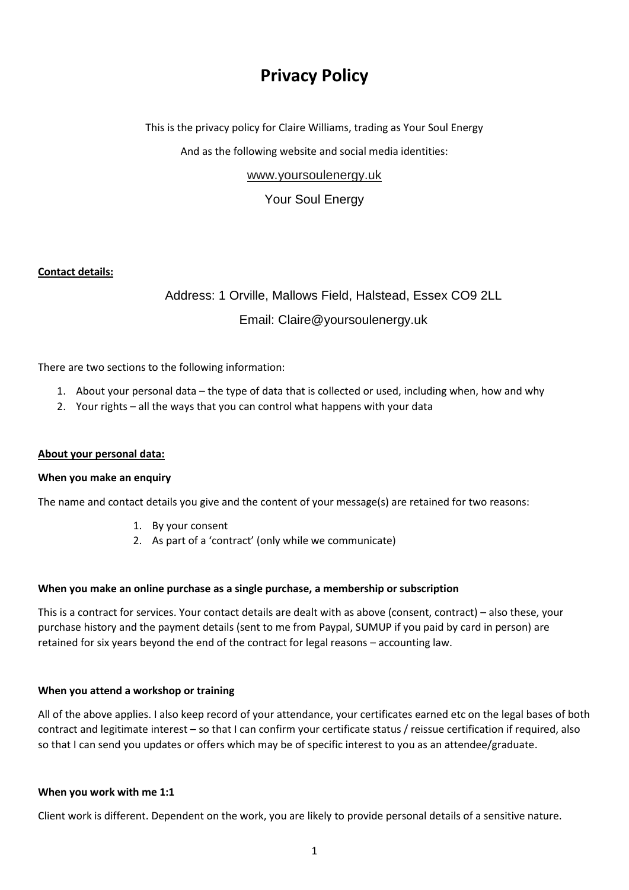# Privacy Policy

This is the privacy policy for Claire Williams, trading as Your Soul Energy

And as the following website and social media identities:

www.yoursoulenergy.uk

Your Soul Energy

**Contact details:**

Address: 1 Orville, Mallows Field, Halstead, Essex CO9 2LL

Email: Claire@yoursoulenergy.uk

There are two sections to the following information:

1. About your personal data – the type of data that is collected or used, including when, how and why
2. Your rights – all the ways that you can control what happens with your data

**About your personal data:**

**When you make an enquiry**

The name and contact details you give and the content of your message(s) are retained for two reasons:

1. By your consent
2. As part of a 'contract' (only while we communicate)

**When you make an online purchase as a single purchase, a membership or subscription**

This is a contract for services. Your contact details are dealt with as above (consent, contract) – also these, your purchase history and the payment details (sent to me from Paypal, SUMUP if you paid by card in person) are retained for six years beyond the end of the contract for legal reasons – accounting law.

**When you attend a workshop or training**

All of the above applies. I also keep record of your attendance, your certificates earned etc on the legal bases of both contract and legitimate interest – so that I can confirm your certificate status / reissue certification if required, also so that I can send you updates or offers which may be of specific interest to you as an attendee/graduate.

**When you work with me 1:1**

Client work is different. Dependent on the work, you are likely to provide personal details of a sensitive nature.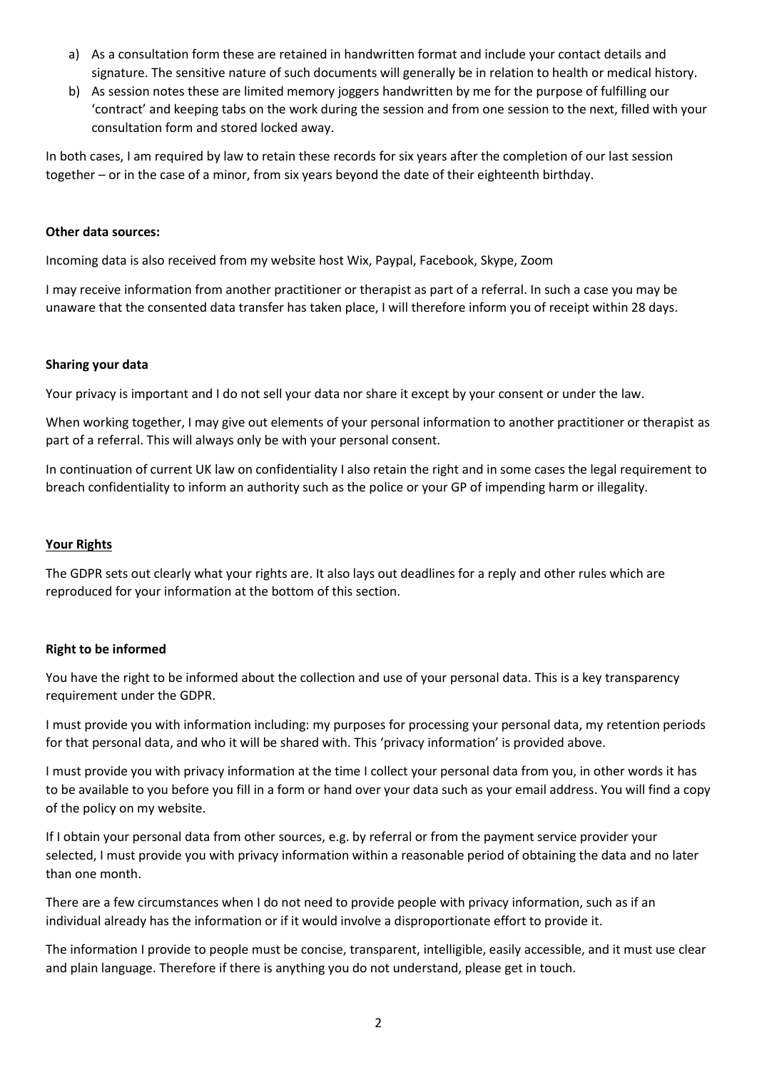a) As a consultation form these are retained in handwritten format and include your contact details and signature. The sensitive nature of such documents will generally be in relation to health or medical history.
b) As session notes these are limited memory joggers handwritten by me for the purpose of fulfilling our 'contract' and keeping tabs on the work during the session and from one session to the next, filled with your consultation form and stored locked away.

In both cases, I am required by law to retain these records for six years after the completion of our last session together – or in the case of a minor, from six years beyond the date of their eighteenth birthday.

**Other data sources:**

Incoming data is also received from my website host Wix, Paypal, Facebook, Skype, Zoom

I may receive information from another practitioner or therapist as part of a referral. In such a case you may be unaware that the consented data transfer has taken place, I will therefore inform you of receipt within 28 days.

**Sharing your data**

Your privacy is important and I do not sell your data nor share it except by your consent or under the law.

When working together, I may give out elements of your personal information to another practitioner or therapist as part of a referral. This will always only be with your personal consent.

In continuation of current UK law on confidentiality I also retain the right and in some cases the legal requirement to breach confidentiality to inform an authority such as the police or your GP of impending harm or illegality.

**Your Rights**

The GDPR sets out clearly what your rights are. It also lays out deadlines for a reply and other rules which are reproduced for your information at the bottom of this section.

**Right to be informed**

You have the right to be informed about the collection and use of your personal data. This is a key transparency requirement under the GDPR.

I must provide you with information including: my purposes for processing your personal data, my retention periods for that personal data, and who it will be shared with. This 'privacy information' is provided above.

I must provide you with privacy information at the time I collect your personal data from you, in other words it has to be available to you before you fill in a form or hand over your data such as your email address. You will find a copy of the policy on my website.

If I obtain your personal data from other sources, e.g. by referral or from the payment service provider your selected, I must provide you with privacy information within a reasonable period of obtaining the data and no later than one month.

There are a few circumstances when I do not need to provide people with privacy information, such as if an individual already has the information or if it would involve a disproportionate effort to provide it.

The information I provide to people must be concise, transparent, intelligible, easily accessible, and it must use clear and plain language. Therefore if there is anything you do not understand, please get in touch.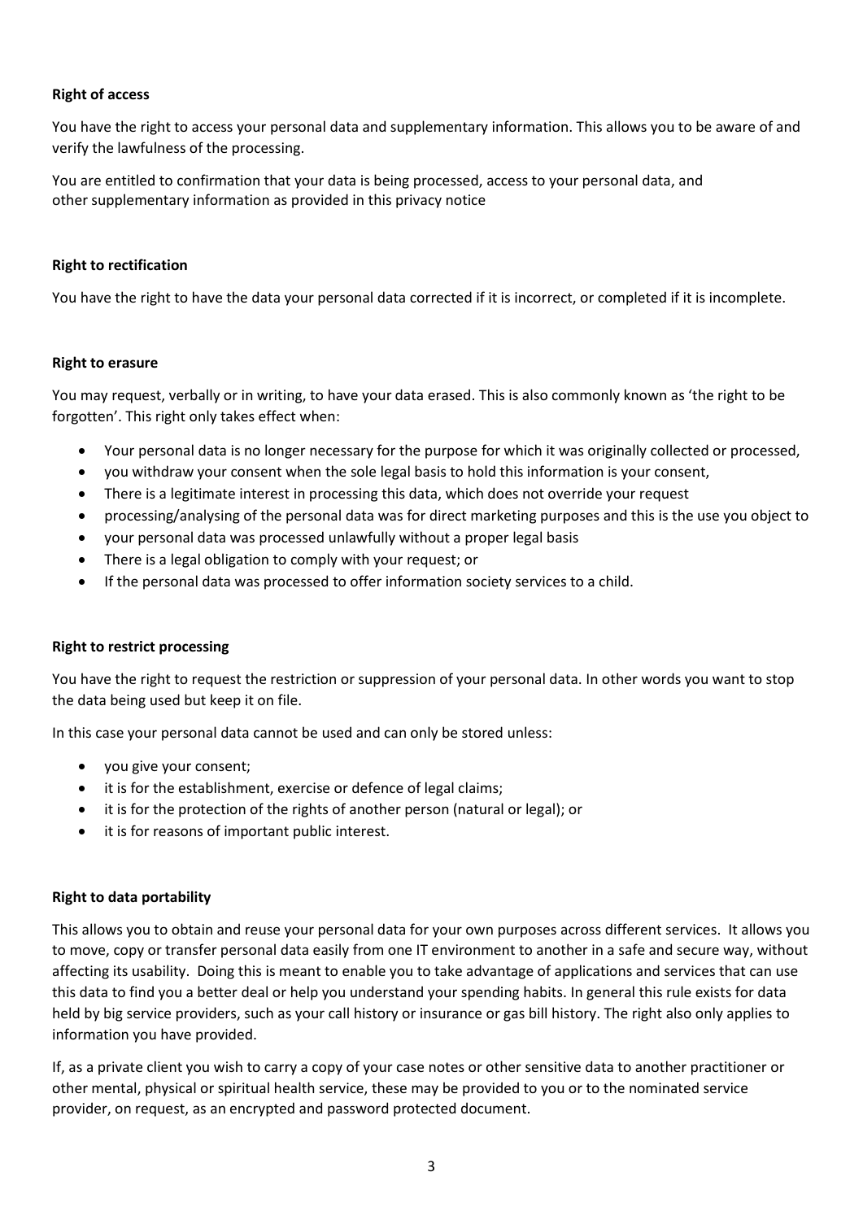**Right of access**

You have the right to access your personal data and supplementary information. This allows you to be aware of and verify the lawfulness of the processing.

You are entitled to confirmation that your data is being processed, access to your personal data, and other supplementary information as provided in this privacy notice

**Right to rectification**

You have the right to have the data your personal data corrected if it is incorrect, or completed if it is incomplete.

**Right to erasure**

You may request, verbally or in writing, to have your data erased. This is also commonly known as 'the right to be forgotten'. This right only takes effect when:

- Your personal data is no longer necessary for the purpose for which it was originally collected or processed,
- you withdraw your consent when the sole legal basis to hold this information is your consent,
- There is a legitimate interest in processing this data, which does not override your request
- processing/analysing of the personal data was for direct marketing purposes and this is the use you object to
- your personal data was processed unlawfully without a proper legal basis
- There is a legal obligation to comply with your request; or
- If the personal data was processed to offer information society services to a child.

**Right to restrict processing**

You have the right to request the restriction or suppression of your personal data. In other words you want to stop the data being used but keep it on file.

In this case your personal data cannot be used and can only be stored unless:

- you give your consent;
- it is for the establishment, exercise or defence of legal claims;
- it is for the protection of the rights of another person (natural or legal); or
- it is for reasons of important public interest.

**Right to data portability**

This allows you to obtain and reuse your personal data for your own purposes across different services. It allows you to move, copy or transfer personal data easily from one IT environment to another in a safe and secure way, without affecting its usability. Doing this is meant to enable you to take advantage of applications and services that can use this data to find you a better deal or help you understand your spending habits. In general this rule exists for data held by big service providers, such as your call history or insurance or gas bill history. The right also only applies to information you have provided.

If, as a private client you wish to carry a copy of your case notes or other sensitive data to another practitioner or other mental, physical or spiritual health service, these may be provided to you or to the nominated service provider, on request, as an encrypted and password protected document.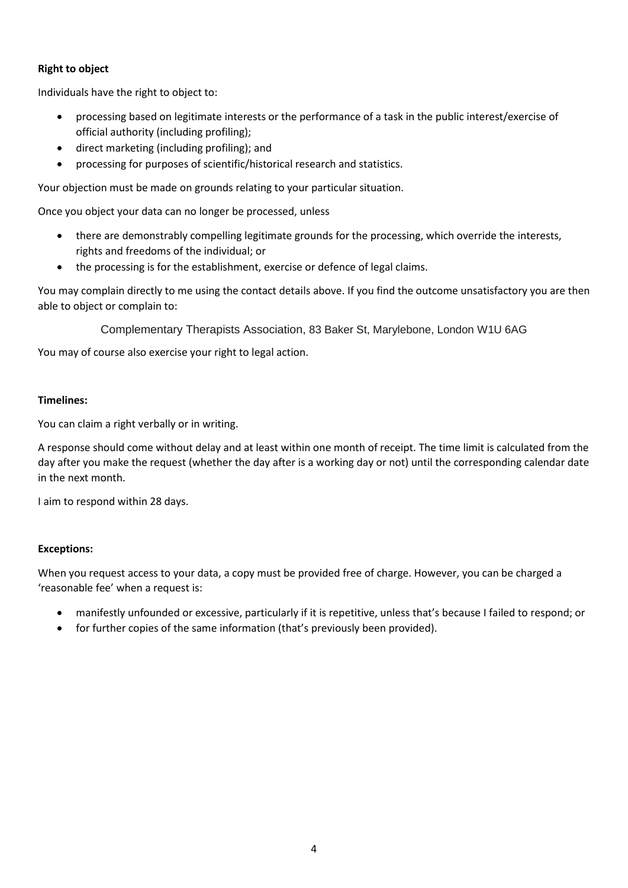**Right to object**

Individuals have the right to object to:

- processing based on legitimate interests or the performance of a task in the public interest/exercise of official authority (including profiling);
- direct marketing (including profiling); and
- processing for purposes of scientific/historical research and statistics.

Your objection must be made on grounds relating to your particular situation.

Once you object your data can no longer be processed, unless

- there are demonstrably compelling legitimate grounds for the processing, which override the interests, rights and freedoms of the individual; or
- the processing is for the establishment, exercise or defence of legal claims.

You may complain directly to me using the contact details above. If you find the outcome unsatisfactory you are then able to object or complain to:

Complementary Therapists Association, 83 Baker St, Marylebone, London W1U 6AG

You may of course also exercise your right to legal action.

**Timelines:**

You can claim a right verbally or in writing.

A response should come without delay and at least within one month of receipt. The time limit is calculated from the day after you make the request (whether the day after is a working day or not) until the corresponding calendar date in the next month.

I aim to respond within 28 days.

**Exceptions:**

When you request access to your data, a copy must be provided free of charge. However, you can be charged a 'reasonable fee' when a request is:

- manifestly unfounded or excessive, particularly if it is repetitive, unless that's because I failed to respond; or
- for further copies of the same information (that's previously been provided).